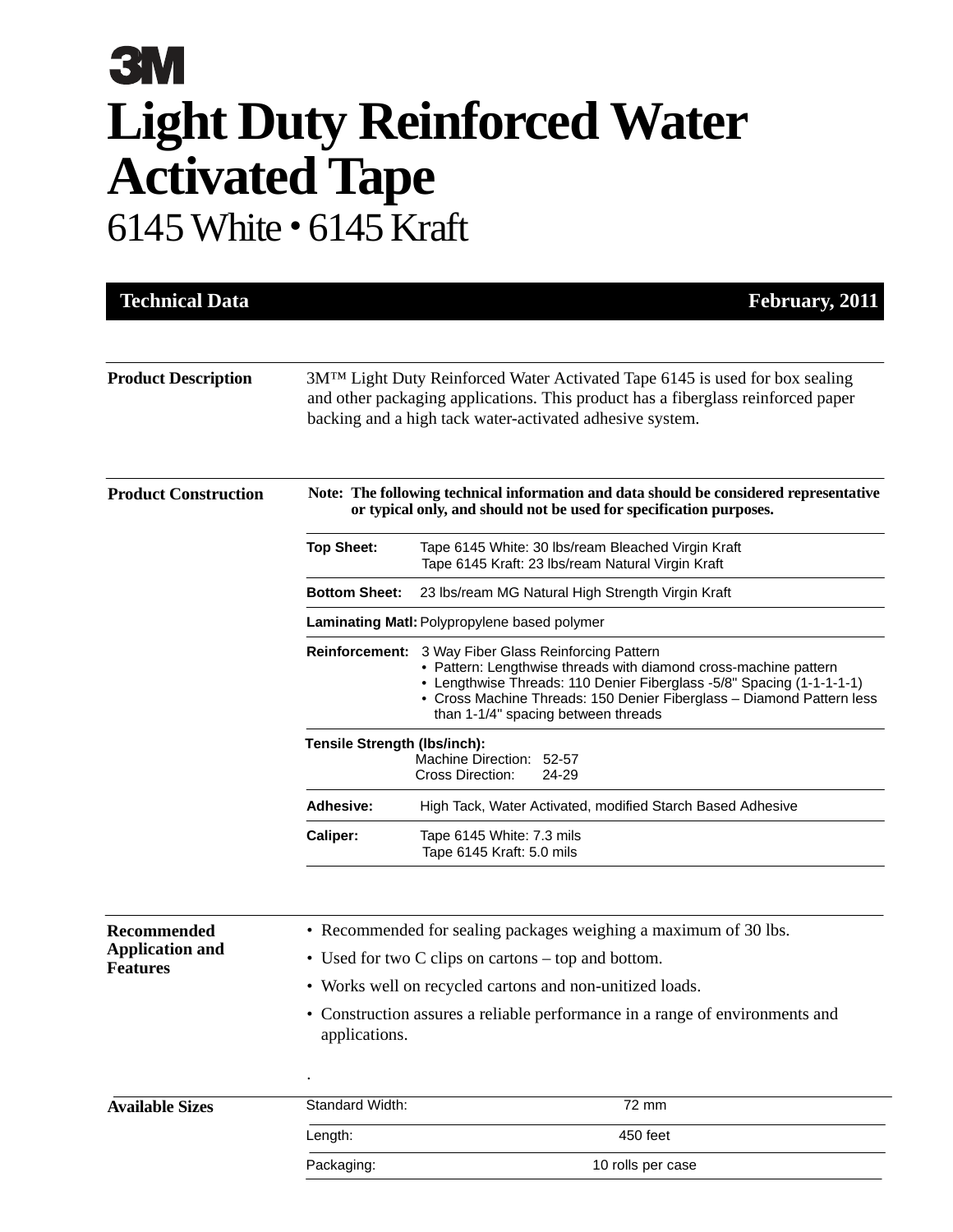3M

# Light Duty Reinforced Water Activated Tape

## 6145 White • 6145 Kraft

**Technical Data** — **February, 2011**

---

### Product Description

3M™ Light Duty Reinforced Water Activated Tape 6145 is used for box sealing and other packaging applications. This product has a fiberglass reinforced paper backing and a high tack water-activated adhesive system.

### Product Construction

**Note: The following technical information and data should be considered representative or typical only, and should not be used for specification purposes.**

**Top Sheet:** Tape 6145 White: 30 lbs/ream Bleached Virgin Kraft
Tape 6145 Kraft: 23 lbs/ream Natural Virgin Kraft

**Bottom Sheet:** 23 lbs/ream MG Natural High Strength Virgin Kraft

**Laminating Matl:** Polypropylene based polymer

**Reinforcement:** 3 Way Fiber Glass Reinforcing Pattern

- Pattern: Lengthwise threads with diamond cross-machine pattern
- Lengthwise Threads: 110 Denier Fiberglass -5/8" Spacing (1-1-1-1-1)
- Cross Machine Threads: 150 Denier Fiberglass – Diamond Pattern less than 1-1/4" spacing between threads

**Tensile Strength (lbs/inch):**
Machine Direction: 52-57
Cross Direction: 24-29

**Adhesive:** High Tack, Water Activated, modified Starch Based Adhesive

**Caliper:** Tape 6145 White: 7.3 mils
Tape 6145 Kraft: 5.0 mils

### Recommended Application and Features

- Recommended for sealing packages weighing a maximum of 30 lbs.
- Used for two C clips on cartons – top and bottom.
- Works well on recycled cartons and non-unitized loads.
- Construction assures a reliable performance in a range of environments and applications.

.

### Available Sizes

| | |
|---|---|
| Standard Width: | 72 mm |
| Length: | 450 feet |
| Packaging: | 10 rolls per case |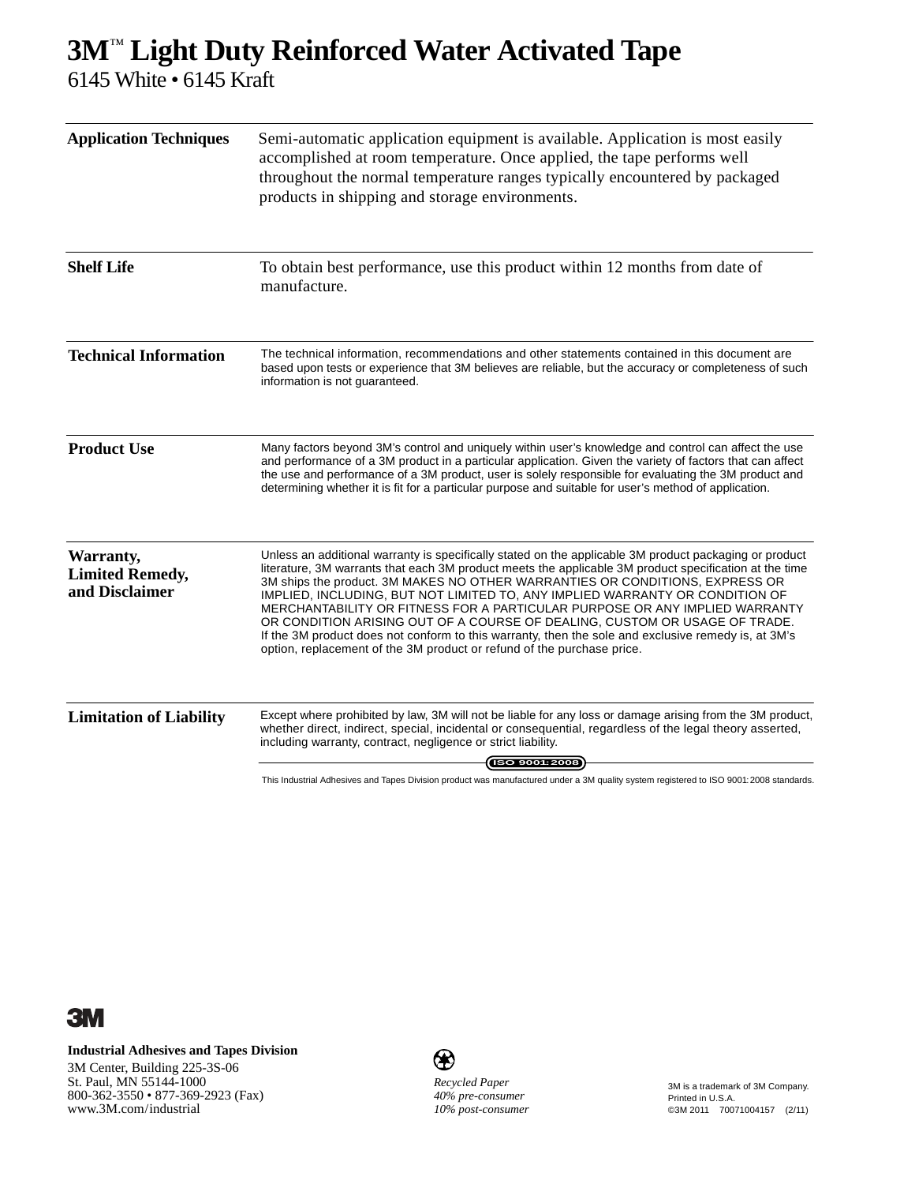# 3M™ Light Duty Reinforced Water Activated Tape

6145 White • 6145 Kraft

**Application Techniques**

Semi-automatic application equipment is available. Application is most easily accomplished at room temperature. Once applied, the tape performs well throughout the normal temperature ranges typically encountered by packaged products in shipping and storage environments.

**Shelf Life**

To obtain best performance, use this product within 12 months from date of manufacture.

**Technical Information**

The technical information, recommendations and other statements contained in this document are based upon tests or experience that 3M believes are reliable, but the accuracy or completeness of such information is not guaranteed.

**Product Use**

Many factors beyond 3M's control and uniquely within user's knowledge and control can affect the use and performance of a 3M product in a particular application. Given the variety of factors that can affect the use and performance of a 3M product, user is solely responsible for evaluating the 3M product and determining whether it is fit for a particular purpose and suitable for user's method of application.

**Warranty, Limited Remedy, and Disclaimer**

Unless an additional warranty is specifically stated on the applicable 3M product packaging or product literature, 3M warrants that each 3M product meets the applicable 3M product specification at the time 3M ships the product. 3M MAKES NO OTHER WARRANTIES OR CONDITIONS, EXPRESS OR IMPLIED, INCLUDING, BUT NOT LIMITED TO, ANY IMPLIED WARRANTY OR CONDITION OF MERCHANTABILITY OR FITNESS FOR A PARTICULAR PURPOSE OR ANY IMPLIED WARRANTY OR CONDITION ARISING OUT OF A COURSE OF DEALING, CUSTOM OR USAGE OF TRADE. If the 3M product does not conform to this warranty, then the sole and exclusive remedy is, at 3M's option, replacement of the 3M product or refund of the purchase price.

**Limitation of Liability**

Except where prohibited by law, 3M will not be liable for any loss or damage arising from the 3M product, whether direct, indirect, special, incidental or consequential, regardless of the legal theory asserted, including warranty, contract, negligence or strict liability.

ISO 9001:2008

This Industrial Adhesives and Tapes Division product was manufactured under a 3M quality system registered to ISO 9001:2008 standards.

3M

**Industrial Adhesives and Tapes Division**

3M Center, Building 225-3S-06
St. Paul, MN 55144-1000
800-362-3550 • 877-369-2923 (Fax)
www.3M.com/industrial

*Recycled Paper*
*40% pre-consumer*
*10% post-consumer*

3M is a trademark of 3M Company.
Printed in U.S.A.
©3M 2011 70071004157 (2/11)